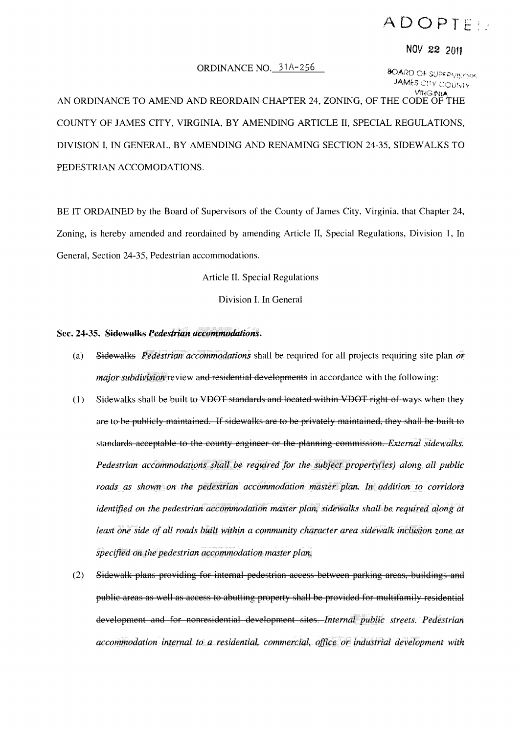ADOPTED

NOV 22 2011

BOARD OF SUPERVISORS
JAMES CITY COUNTY
VIRGINIA

ORDINANCE NO. 31A-256

AN ORDINANCE TO AMEND AND REORDAIN CHAPTER 24, ZONING, OF THE CODE OF THE COUNTY OF JAMES CITY, VIRGINIA, BY AMENDING ARTICLE II, SPECIAL REGULATIONS, DIVISION I, IN GENERAL, BY AMENDING AND RENAMING SECTION 24-35, SIDEWALKS TO PEDESTRIAN ACCOMODATIONS.

BE IT ORDAINED by the Board of Supervisors of the County of James City, Virginia, that Chapter 24, Zoning, is hereby amended and reordained by amending Article II, Special Regulations, Division 1, In General, Section 24-35, Pedestrian accommodations.

Article II. Special Regulations

Division I. In General

**Sec. 24-35. ~~Sidewalks~~ *Pedestrian accommodations*.**

(a) ~~Sidewalks~~ *Pedestrian accommodations* shall be required for all projects requiring site plan *or major subdivision* review ~~and residential developments~~ in accordance with the following:

(1) ~~Sidewalks shall be built to VDOT standards and located within VDOT right-of-ways when they are to be publicly maintained. If sidewalks are to be privately maintained, they shall be built to standards acceptable to the county engineer or the planning commission.~~ *External sidewalks. Pedestrian accommodations shall be required for the subject property(ies) along all public roads as shown on the pedestrian accommodation master plan. In addition to corridors identified on the pedestrian accommodation master plan, sidewalks shall be required along at least one side of all roads built within a community character area sidewalk inclusion zone as specified on the pedestrian accommodation master plan.*

(2) ~~Sidewalk plans providing for internal pedestrian access between parking areas, buildings and public areas as well as access to abutting property shall be provided for multifamily residential development and for nonresidential development sites.~~ *Internal public streets. Pedestrian accommodation internal to a residential, commercial, office or industrial development with*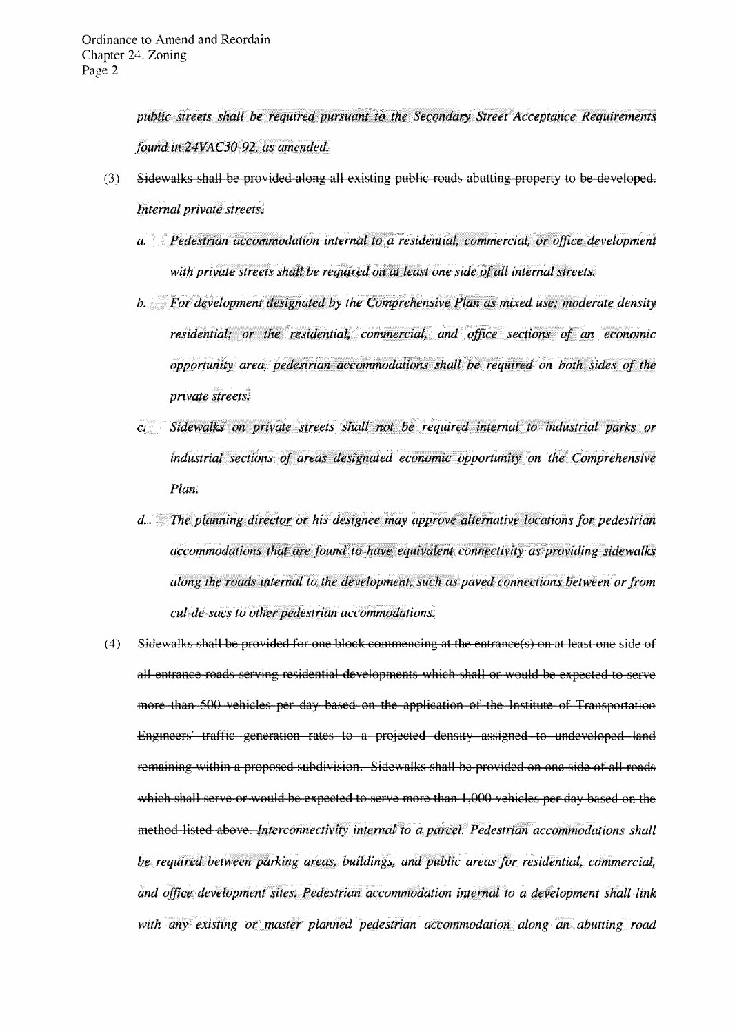*public streets shall be required pursuant to the Secondary Street Acceptance Requirements found in 24VAC30-92, as amended.*

(3) ~~Sidewalks shall be provided along all existing public roads abutting property to be developed.~~ *Internal private streets.*

   *a. Pedestrian accommodation internal to a residential, commercial, or office development with private streets shall be required on at least one side of all internal streets.*

   *b. For development designated by the Comprehensive Plan as mixed use; moderate density residential; or the residential, commercial, and office sections of an economic opportunity area, pedestrian accommodations shall be required on both sides of the private streets.*

   *c. Sidewalks on private streets shall not be required internal to industrial parks or industrial sections of areas designated economic opportunity on the Comprehensive Plan.*

   *d. The planning director or his designee may approve alternative locations for pedestrian accommodations that are found to have equivalent connectivity as providing sidewalks along the roads internal to the development, such as paved connections between or from cul-de-sacs to other pedestrian accommodations.*

(4) ~~Sidewalks shall be provided for one block commencing at the entrance(s) on at least one side of all entrance roads serving residential developments which shall or would be expected to serve more than 500 vehicles per day based on the application of the Institute of Transportation Engineers' traffic generation rates to a projected density assigned to undeveloped land remaining within a proposed subdivision. Sidewalks shall be provided on one side of all roads which shall serve or would be expected to serve more than 1,000 vehicles per day based on the method listed above.~~ *Interconnectivity internal to a parcel. Pedestrian accommodations shall be required between parking areas, buildings, and public areas for residential, commercial, and office development sites. Pedestrian accommodation internal to a development shall link with any existing or master planned pedestrian accommodation along an abutting road*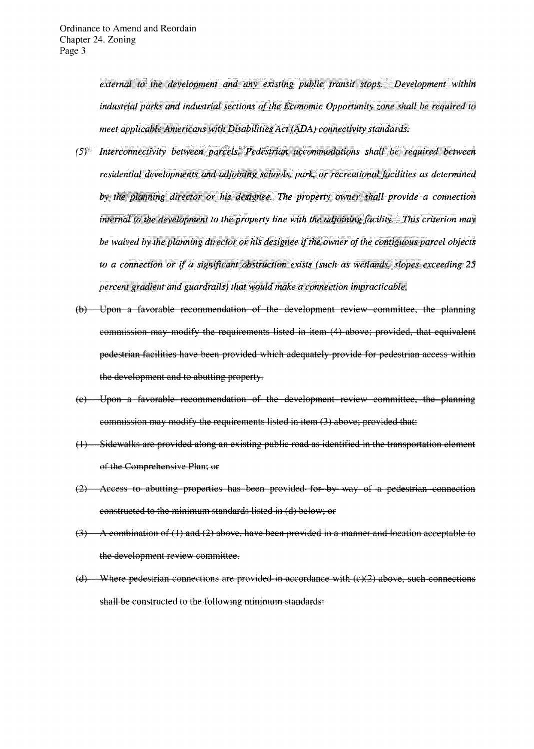*external to the development and any existing public transit stops. Development within industrial parks and industrial sections of the Economic Opportunity zone shall be required to meet applicable Americans with Disabilities Act (ADA) connectivity standards.*

*(5) Interconnectivity between parcels. Pedestrian accommodations shall be required between residential developments and adjoining schools, park, or recreational facilities as determined by the planning director or his designee. The property owner shall provide a connection internal to the development to the property line with the adjoining facility. This criterion may be waived by the planning director or his designee if the owner of the contiguous parcel objects to a connection or if a significant obstruction exists (such as wetlands, slopes exceeding 25 percent gradient and guardrails) that would make a connection impracticable.*

~~(b) Upon a favorable recommendation of the development review committee, the planning commission may modify the requirements listed in item (4) above; provided, that equivalent pedestrian facilities have been provided which adequately provide for pedestrian access within the development and to abutting property.~~

~~(c) Upon a favorable recommendation of the development review committee, the planning commission may modify the requirements listed in item (3) above; provided that:~~

~~(1) Sidewalks are provided along an existing public road as identified in the transportation element of the Comprehensive Plan; or~~

~~(2) Access to abutting properties has been provided for by way of a pedestrian connection constructed to the minimum standards listed in (d) below; or~~

~~(3) A combination of (1) and (2) above, have been provided in a manner and location acceptable to the development review committee.~~

~~(d) Where pedestrian connections are provided in accordance with (c)(2) above, such connections shall be constructed to the following minimum standards:~~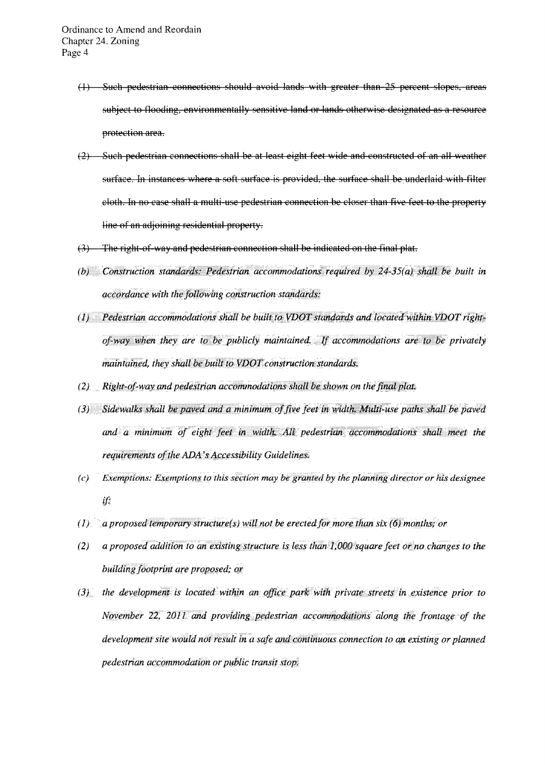~~(1) Such pedestrian connections should avoid lands with greater than 25 percent slopes, areas subject to flooding, environmentally sensitive land or lands otherwise designated as a resource protection area.~~

~~(2) Such pedestrian connections shall be at least eight feet wide and constructed of an all-weather surface. In instances where a soft surface is provided, the surface shall be underlaid with filter cloth. In no case shall a multi-use pedestrian connection be closer than five feet to the property line of an adjoining residential property.~~

~~(3) The right-of-way and pedestrian connection shall be indicated on the final plat.~~

*(b) Construction standards: Pedestrian accommodations required by 24-35(a) shall be built in accordance with the following construction standards:*

*(1) Pedestrian accommodations shall be built to VDOT standards and located within VDOT right-of-way when they are to be publicly maintained. If accommodations are to be privately maintained, they shall be built to VDOT construction standards.*

*(2) Right-of-way and pedestrian accommodations shall be shown on the final plat.*

*(3) Sidewalks shall be paved and a minimum of five feet in width. Multi-use paths shall be paved and a minimum of eight feet in width. All pedestrian accommodations shall meet the requirements of the ADA's Accessibility Guidelines.*

*(c) Exemptions: Exemptions to this section may be granted by the planning director or his designee if:*

*(1) a proposed temporary structure(s) will not be erected for more than six (6) months; or*

*(2) a proposed addition to an existing structure is less than 1,000 square feet or no changes to the building footprint are proposed; or*

*(3) the development is located within an office park with private streets in existence prior to November 22, 2011 and providing pedestrian accommodations along the frontage of the development site would not result in a safe and continuous connection to an existing or planned pedestrian accommodation or public transit stop.*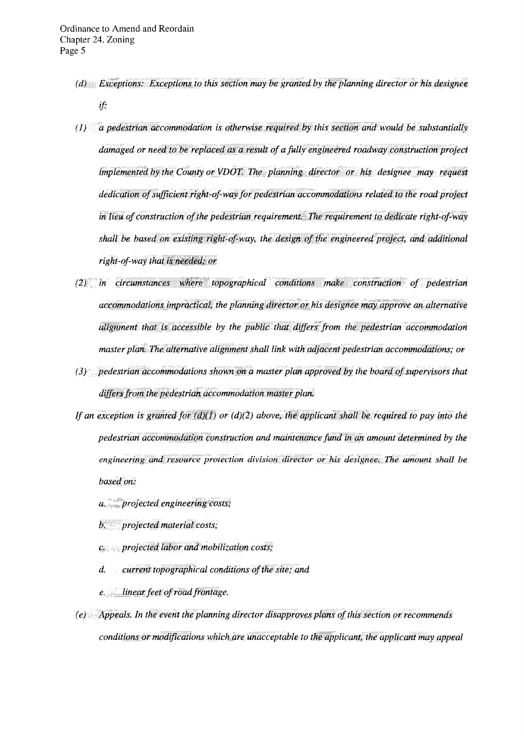*(d) Exceptions: Exceptions to this section may be granted by the planning director or his designee if:*

*(1) a pedestrian accommodation is otherwise required by this section and would be substantially damaged or need to be replaced as a result of a fully engineered roadway construction project implemented by the County or VDOT. The planning director or his designee may request dedication of sufficient right-of-way for pedestrian accommodations related to the road project in lieu of construction of the pedestrian requirement. The requirement to dedicate right-of-way shall be based on existing right-of-way, the design of the engineered project, and additional right-of-way that is needed; or*

*(2) in circumstances where topographical conditions make construction of pedestrian accommodations impractical, the planning director or his designee may approve an alternative alignment that is accessible by the public that differs from the pedestrian accommodation master plan. The alternative alignment shall link with adjacent pedestrian accommodations; or*

*(3) pedestrian accommodations shown on a master plan approved by the board of supervisors that differs from the pedestrian accommodation master plan.*

*If an exception is granted for (d)(1) or (d)(2) above, the applicant shall be required to pay into the pedestrian accommodation construction and maintenance fund in an amount determined by the engineering and resource protection division director or his designee. The amount shall be based on:*

*a. projected engineering costs;*

*b. projected material costs;*

*c. projected labor and mobilization costs;*

*d. current topographical conditions of the site; and*

*e. linear feet of road frontage.*

*(e) Appeals. In the event the planning director disapproves plans of this section or recommends conditions or modifications which are unacceptable to the applicant, the applicant may appeal*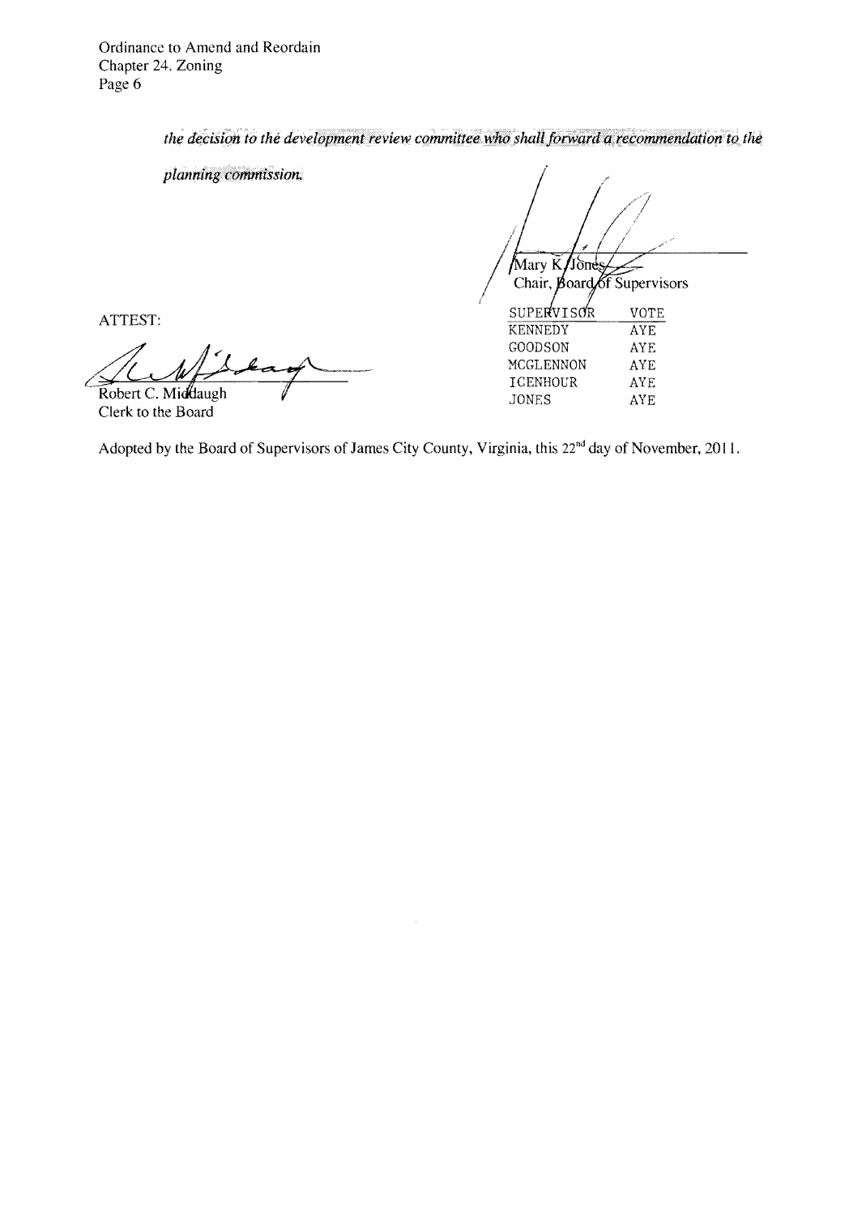*the decision to the development review committee who shall forward a recommendation to the planning commission.*

Mary K. Jones
Chair, Board of Supervisors

| SUPERVISOR | VOTE |
|---|---|
| KENNEDY | AYE |
| GOODSON | AYE |
| MCGLENNON | AYE |
| ICENHOUR | AYE |
| JONES | AYE |

ATTEST:

Robert C. Middaugh
Clerk to the Board

Adopted by the Board of Supervisors of James City County, Virginia, this 22nd day of November, 2011.